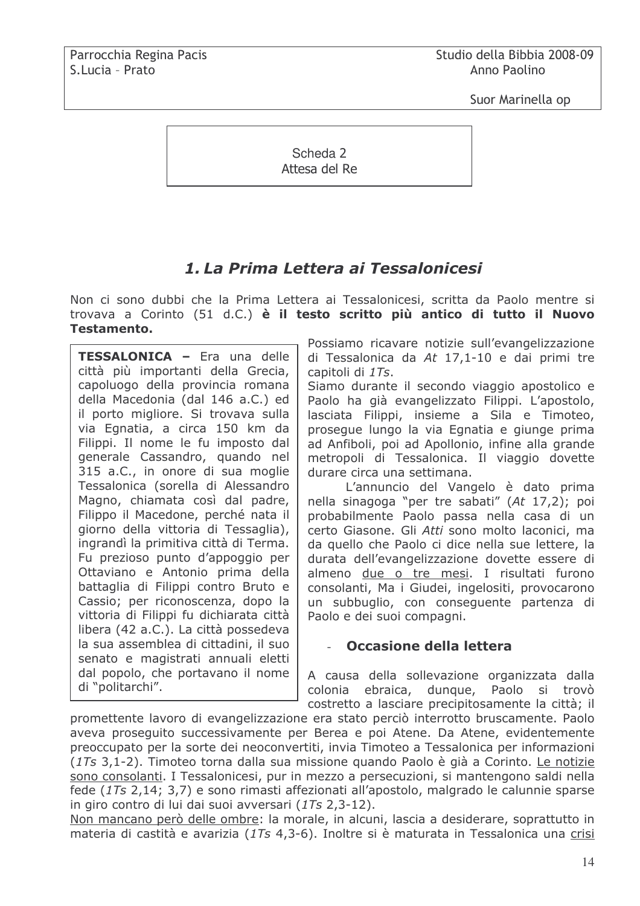Parrocchia Regina Pacis
S.Lucia – Prato

Studio della Bibbia 2008-09
Anno Paolino

Suor Marinella op

Scheda 2
Attesa del Re

# 1. *La Prima Lettera ai Tessalonicesi*

Non ci sono dubbi che la Prima Lettera ai Tessalonicesi, scritta da Paolo mentre si trovava a Corinto (51 d.C.) **è il testo scritto più antico di tutto il Nuovo Testamento.**

> **TESSALONICA –** Era una delle città più importanti della Grecia, capoluogo della provincia romana della Macedonia (dal 146 a.C.) ed il porto migliore. Si trovava sulla via Egnatia, a circa 150 km da Filippi. Il nome le fu imposto dal generale Cassandro, quando nel 315 a.C., in onore di sua moglie Tessalonica (sorella di Alessandro Magno, chiamata così dal padre, Filippo il Macedone, perché nata il giorno della vittoria di Tessaglia), ingrandì la primitiva città di Terma. Fu prezioso punto d'appoggio per Ottaviano e Antonio prima della battaglia di Filippi contro Bruto e Cassio; per riconoscenza, dopo la vittoria di Filippi fu dichiarata città libera (42 a.C.). La città possedeva la sua assemblea di cittadini, il suo senato e magistrati annuali eletti dal popolo, che portavano il nome di "politarchi".

Possiamo ricavare notizie sull'evangelizzazione di Tessalonica da *At* 17,1-10 e dai primi tre capitoli di *1Ts*.

Siamo durante il secondo viaggio apostolico e Paolo ha già evangelizzato Filippi. L'apostolo, lasciata Filippi, insieme a Sila e Timoteo, prosegue lungo la via Egnatia e giunge prima ad Anfiboli, poi ad Apollonio, infine alla grande metropoli di Tessalonica. Il viaggio dovette durare circa una settimana.

L'annuncio del Vangelo è dato prima nella sinagoga "per tre sabati" (*At* 17,2); poi probabilmente Paolo passa nella casa di un certo Giasone. Gli *Atti* sono molto laconici, ma da quello che Paolo ci dice nella sue lettere, la durata dell'evangelizzazione dovette essere di almeno <u>due o tre mesi</u>. I risultati furono consolanti, Ma i Giudei, ingelositi, provocarono un subbuglio, con conseguente partenza di Paolo e dei suoi compagni.

- **Occasione della lettera**

A causa della sollevazione organizzata dalla colonia ebraica, dunque, Paolo si trovò costretto a lasciare precipitosamente la città; il promettente lavoro di evangelizzazione era stato perciò interrotto bruscamente. Paolo aveva proseguito successivamente per Berea e poi Atene. Da Atene, evidentemente preoccupato per la sorte dei neoconvertiti, invia Timoteo a Tessalonica per informazioni (*1Ts* 3,1-2). Timoteo torna dalla sua missione quando Paolo è già a Corinto. <u>Le notizie sono consolanti</u>. I Tessalonicesi, pur in mezzo a persecuzioni, si mantengono saldi nella fede (*1Ts* 2,14; 3,7) e sono rimasti affezionati all'apostolo, malgrado le calunnie sparse in giro contro di lui dai suoi avversari (*1Ts* 2,3-12).

<u>Non mancano però delle ombre</u>: la morale, in alcuni, lascia a desiderare, soprattutto in materia di castità e avarizia (*1Ts* 4,3-6). Inoltre si è maturata in Tessalonica una <u>crisi</u>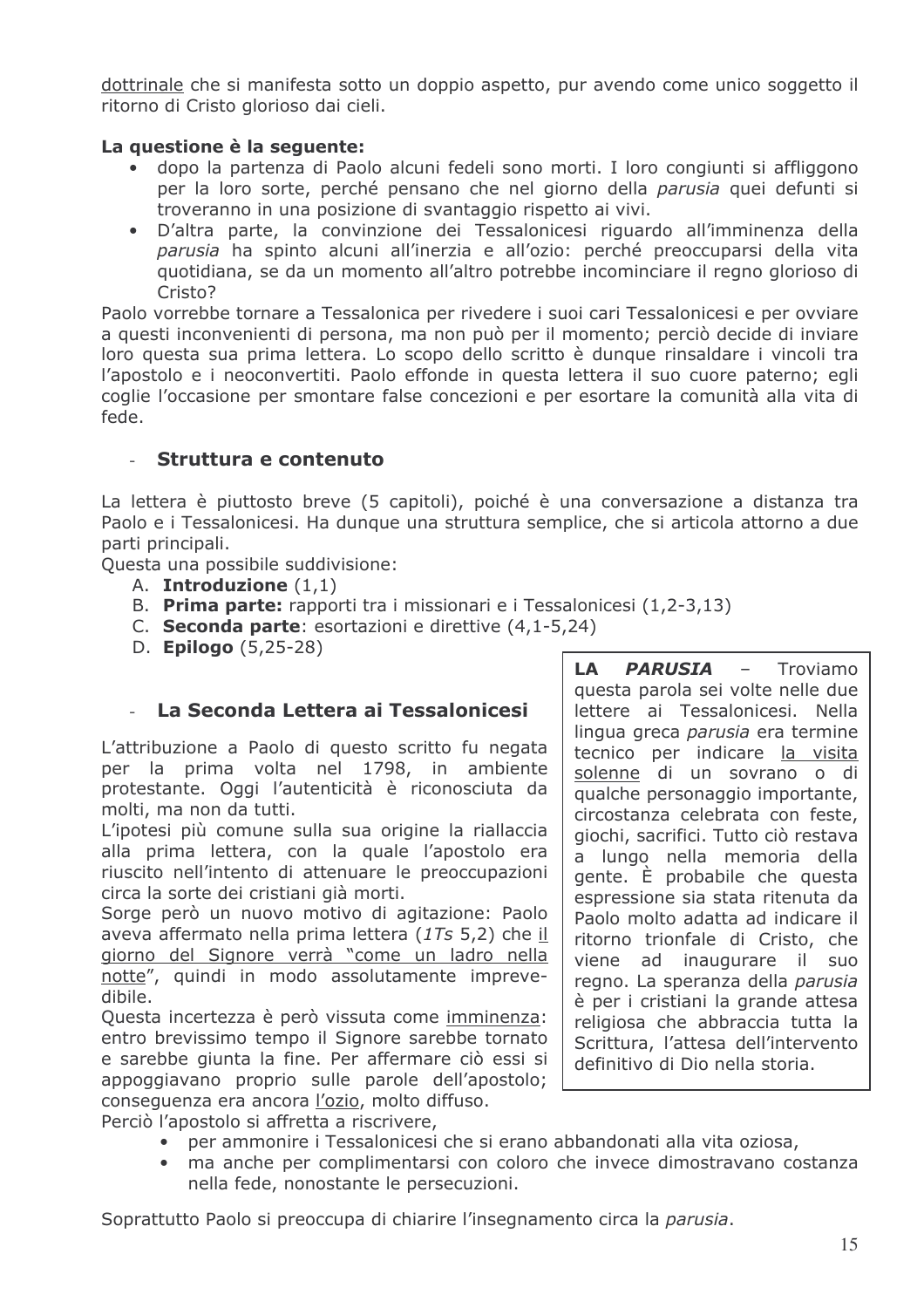dottrinale che si manifesta sotto un doppio aspetto, pur avendo come unico soggetto il ritorno di Cristo glorioso dai cieli.

**La questione è la seguente:**

- dopo la partenza di Paolo alcuni fedeli sono morti. I loro congiunti si affliggono per la loro sorte, perché pensano che nel giorno della *parusia* quei defunti si troveranno in una posizione di svantaggio rispetto ai vivi.
- D'altra parte, la convinzione dei Tessalonicesi riguardo all'imminenza della *parusia* ha spinto alcuni all'inerzia e all'ozio: perché preoccuparsi della vita quotidiana, se da un momento all'altro potrebbe incominciare il regno glorioso di Cristo?

Paolo vorrebbe tornare a Tessalonica per rivedere i suoi cari Tessalonicesi e per ovviare a questi inconvenienti di persona, ma non può per il momento; perciò decide di inviare loro questa sua prima lettera. Lo scopo dello scritto è dunque rinsaldare i vincoli tra l'apostolo e i neoconvertiti. Paolo effonde in questa lettera il suo cuore paterno; egli coglie l'occasione per smontare false concezioni e per esortare la comunità alla vita di fede.

## - Struttura e contenuto

La lettera è piuttosto breve (5 capitoli), poiché è una conversazione a distanza tra Paolo e i Tessalonicesi. Ha dunque una struttura semplice, che si articola attorno a due parti principali.

Questa una possibile suddivisione:

A. **Introduzione** (1,1)
B. **Prima parte:** rapporti tra i missionari e i Tessalonicesi (1,2-3,13)
C. **Seconda parte**: esortazioni e direttive (4,1-5,24)
D. **Epilogo** (5,25-28)

## - La Seconda Lettera ai Tessalonicesi

L'attribuzione a Paolo di questo scritto fu negata per la prima volta nel 1798, in ambiente protestante. Oggi l'autenticità è riconosciuta da molti, ma non da tutti.

L'ipotesi più comune sulla sua origine la riallaccia alla prima lettera, con la quale l'apostolo era riuscito nell'intento di attenuare le preoccupazioni circa la sorte dei cristiani già morti.

Sorge però un nuovo motivo di agitazione: Paolo aveva affermato nella prima lettera (*1Ts* 5,2) che il giorno del Signore verrà "come un ladro nella notte", quindi in modo assolutamente imprevedibile.

Questa incertezza è però vissuta come imminenza: entro brevissimo tempo il Signore sarebbe tornato e sarebbe giunta la fine. Per affermare ciò essi si appoggiavano proprio sulle parole dell'apostolo; conseguenza era ancora l'ozio, molto diffuso.

Perciò l'apostolo si affretta a riscrivere,

- per ammonire i Tessalonicesi che si erano abbandonati alla vita oziosa,
- ma anche per complimentarsi con coloro che invece dimostravano costanza nella fede, nonostante le persecuzioni.

Soprattutto Paolo si preoccupa di chiarire l'insegnamento circa la *parusia*.

> **LA *PARUSIA*** – Troviamo questa parola sei volte nelle due lettere ai Tessalonicesi. Nella lingua greca *parusia* era termine tecnico per indicare la visita solenne di un sovrano o di qualche personaggio importante, circostanza celebrata con feste, giochi, sacrifici. Tutto ciò restava a lungo nella memoria della gente. È probabile che questa espressione sia stata ritenuta da Paolo molto adatta ad indicare il ritorno trionfale di Cristo, che viene ad inaugurare il suo regno. La speranza della *parusia* è per i cristiani la grande attesa religiosa che abbraccia tutta la Scrittura, l'attesa dell'intervento definitivo di Dio nella storia.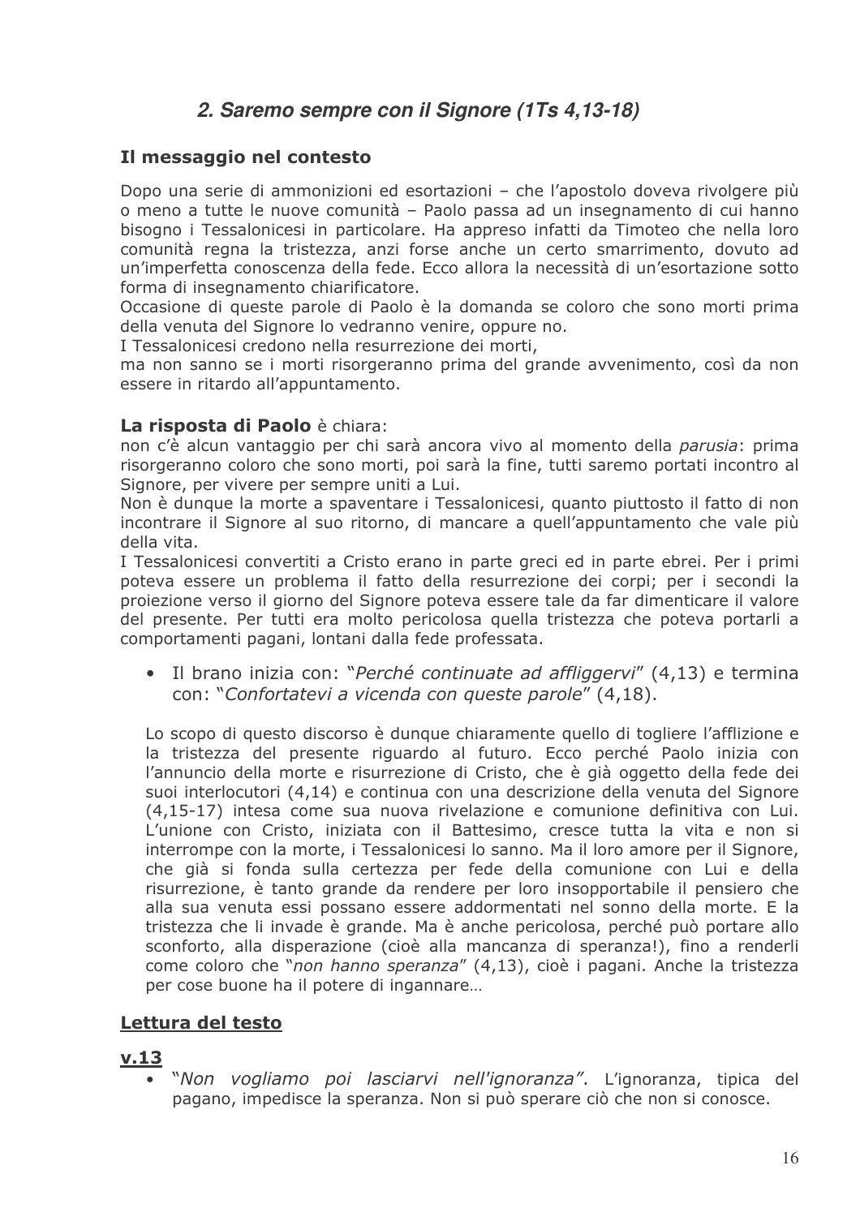## *2. Saremo sempre con il Signore (1Ts 4,13-18)*

### Il messaggio nel contesto

Dopo una serie di ammonizioni ed esortazioni – che l'apostolo doveva rivolgere più o meno a tutte le nuove comunità – Paolo passa ad un insegnamento di cui hanno bisogno i Tessalonicesi in particolare. Ha appreso infatti da Timoteo che nella loro comunità regna la tristezza, anzi forse anche un certo smarrimento, dovuto ad un'imperfetta conoscenza della fede. Ecco allora la necessità di un'esortazione sotto forma di insegnamento chiarificatore.
Occasione di queste parole di Paolo è la domanda se coloro che sono morti prima della venuta del Signore lo vedranno venire, oppure no.
I Tessalonicesi credono nella resurrezione dei morti,
ma non sanno se i morti risorgeranno prima del grande avvenimento, così da non essere in ritardo all'appuntamento.

**La risposta di Paolo** è chiara:
non c'è alcun vantaggio per chi sarà ancora vivo al momento della *parusia*: prima risorgeranno coloro che sono morti, poi sarà la fine, tutti saremo portati incontro al Signore, per vivere per sempre uniti a Lui.
Non è dunque la morte a spaventare i Tessalonicesi, quanto piuttosto il fatto di non incontrare il Signore al suo ritorno, di mancare a quell'appuntamento che vale più della vita.
I Tessalonicesi convertiti a Cristo erano in parte greci ed in parte ebrei. Per i primi poteva essere un problema il fatto della resurrezione dei corpi; per i secondi la proiezione verso il giorno del Signore poteva essere tale da far dimenticare il valore del presente. Per tutti era molto pericolosa quella tristezza che poteva portarli a comportamenti pagani, lontani dalla fede professata.

- Il brano inizia con: "*Perché continuate ad affliggervi*" (4,13) e termina con: "*Confortatevi a vicenda con queste parole*" (4,18).

Lo scopo di questo discorso è dunque chiaramente quello di togliere l'afflizione e la tristezza del presente riguardo al futuro. Ecco perché Paolo inizia con l'annuncio della morte e risurrezione di Cristo, che è già oggetto della fede dei suoi interlocutori (4,14) e continua con una descrizione della venuta del Signore (4,15-17) intesa come sua nuova rivelazione e comunione definitiva con Lui. L'unione con Cristo, iniziata con il Battesimo, cresce tutta la vita e non si interrompe con la morte, i Tessalonicesi lo sanno. Ma il loro amore per il Signore, che già si fonda sulla certezza per fede della comunione con Lui e della risurrezione, è tanto grande da rendere per loro insopportabile il pensiero che alla sua venuta essi possano essere addormentati nel sonno della morte. E la tristezza che li invade è grande. Ma è anche pericolosa, perché può portare allo sconforto, alla disperazione (cioè alla mancanza di speranza!), fino a renderli come coloro che "*non hanno speranza*" (4,13), cioè i pagani. Anche la tristezza per cose buone ha il potere di ingannare…

### <u>Lettura del testo</u>

#### <u>v.13</u>

- "*Non vogliamo poi lasciarvi nell'ignoranza"*. L'ignoranza, tipica del pagano, impedisce la speranza. Non si può sperare ciò che non si conosce.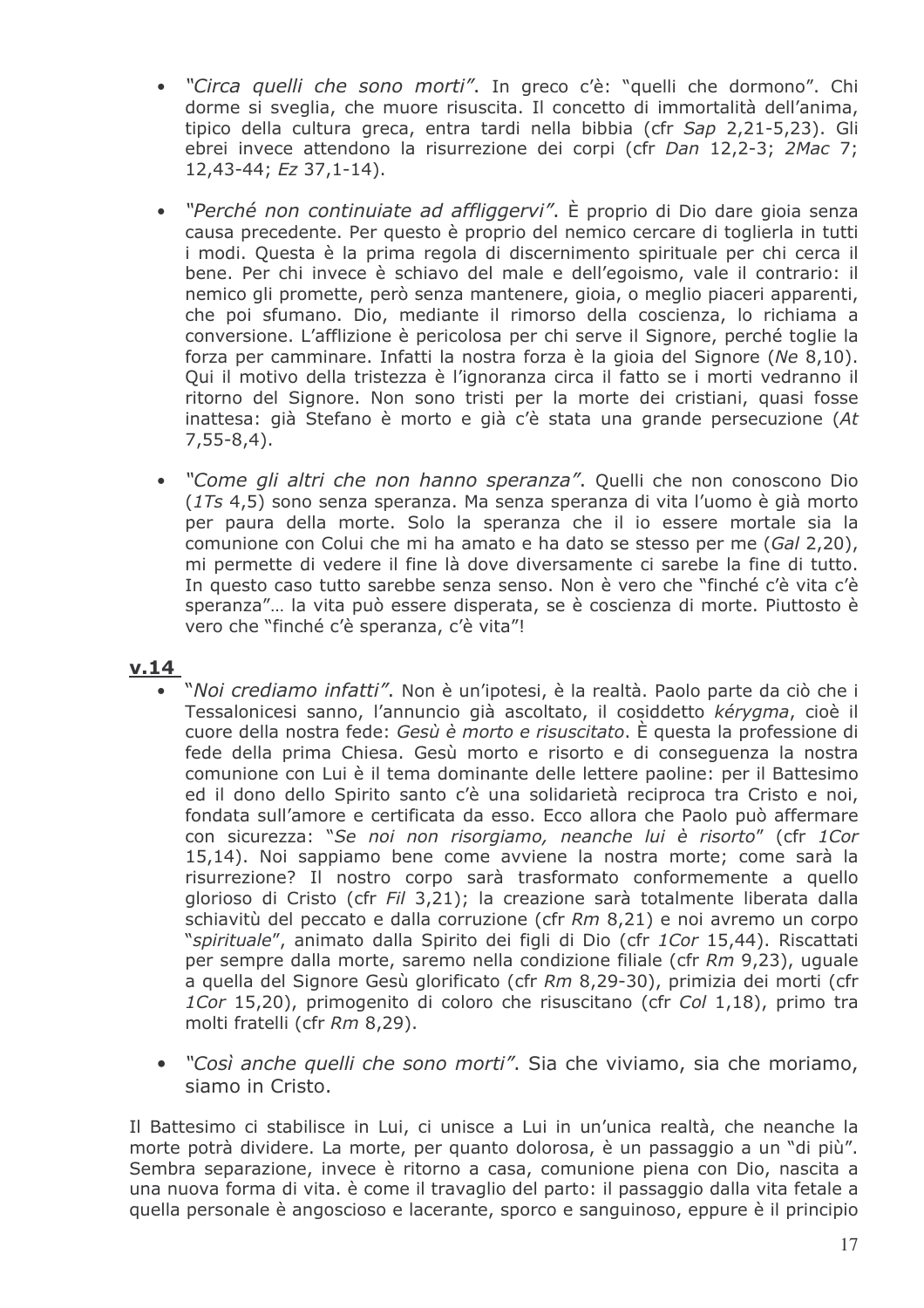- *"Circa quelli che sono morti"*. In greco c'è: "quelli che dormono". Chi dorme si sveglia, che muore risuscita. Il concetto di immortalità dell'anima, tipico della cultura greca, entra tardi nella bibbia (cfr *Sap* 2,21-5,23). Gli ebrei invece attendono la risurrezione dei corpi (cfr *Dan* 12,2-3; *2Mac* 7; 12,43-44; *Ez* 37,1-14).

- *"Perché non continuiate ad affliggervi"*. È proprio di Dio dare gioia senza causa precedente. Per questo è proprio del nemico cercare di toglierla in tutti i modi. Questa è la prima regola di discernimento spirituale per chi cerca il bene. Per chi invece è schiavo del male e dell'egoismo, vale il contrario: il nemico gli promette, però senza mantenere, gioia, o meglio piaceri apparenti, che poi sfumano. Dio, mediante il rimorso della coscienza, lo richiama a conversione. L'afflizione è pericolosa per chi serve il Signore, perché toglie la forza per camminare. Infatti la nostra forza è la gioia del Signore (*Ne* 8,10). Qui il motivo della tristezza è l'ignoranza circa il fatto se i morti vedranno il ritorno del Signore. Non sono tristi per la morte dei cristiani, quasi fosse inattesa: già Stefano è morto e già c'è stata una grande persecuzione (*At* 7,55-8,4).

- *"Come gli altri che non hanno speranza"*. Quelli che non conoscono Dio (*1Ts* 4,5) sono senza speranza. Ma senza speranza di vita l'uomo è già morto per paura della morte. Solo la speranza che il io essere mortale sia la comunione con Colui che mi ha amato e ha dato se stesso per me (*Gal* 2,20), mi permette di vedere il fine là dove diversamente ci sarebe la fine di tutto. In questo caso tutto sarebbe senza senso. Non è vero che "finché c'è vita c'è speranza"… la vita può essere disperata, se è coscienza di morte. Piuttosto è vero che "finché c'è speranza, c'è vita"!

**v.14**

- "*Noi crediamo infatti"*. Non è un'ipotesi, è la realtà. Paolo parte da ciò che i Tessalonicesi sanno, l'annuncio già ascoltato, il cosiddetto *kérygma*, cioè il cuore della nostra fede: *Gesù è morto e risuscitato*. È questa la professione di fede della prima Chiesa. Gesù morto e risorto e di conseguenza la nostra comunione con Lui è il tema dominante delle lettere paoline: per il Battesimo ed il dono dello Spirito santo c'è una solidarietà reciproca tra Cristo e noi, fondata sull'amore e certificata da esso. Ecco allora che Paolo può affermare con sicurezza: "*Se noi non risorgiamo, neanche lui è risorto*" (cfr *1Cor* 15,14). Noi sappiamo bene come avviene la nostra morte; come sarà la risurrezione? Il nostro corpo sarà trasformato conformemente a quello glorioso di Cristo (cfr *Fil* 3,21); la creazione sarà totalmente liberata dalla schiavitù del peccato e dalla corruzione (cfr *Rm* 8,21) e noi avremo un corpo "*spirituale*", animato dalla Spirito dei figli di Dio (cfr *1Cor* 15,44). Riscattati per sempre dalla morte, saremo nella condizione filiale (cfr *Rm* 9,23), uguale a quella del Signore Gesù glorificato (cfr *Rm* 8,29-30), primizia dei morti (cfr *1Cor* 15,20), primogenito di coloro che risuscitano (cfr *Col* 1,18), primo tra molti fratelli (cfr *Rm* 8,29).

- *"Così anche quelli che sono morti"*. Sia che viviamo, sia che moriamo, siamo in Cristo.

Il Battesimo ci stabilisce in Lui, ci unisce a Lui in un'unica realtà, che neanche la morte potrà dividere. La morte, per quanto dolorosa, è un passaggio a un "di più". Sembra separazione, invece è ritorno a casa, comunione piena con Dio, nascita a una nuova forma di vita. è come il travaglio del parto: il passaggio dalla vita fetale a quella personale è angoscioso e lacerante, sporco e sanguinoso, eppure è il principio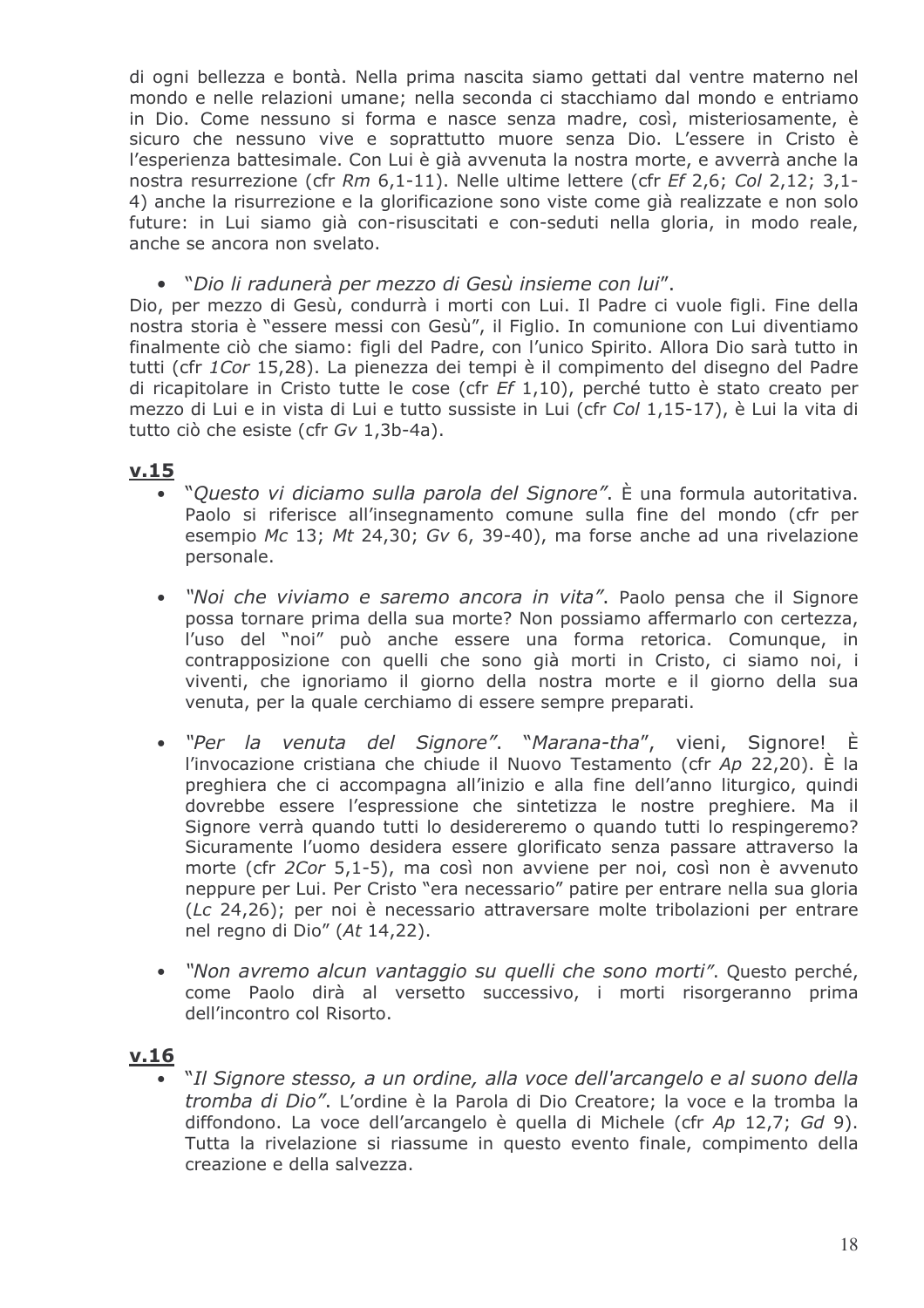di ogni bellezza e bontà. Nella prima nascita siamo gettati dal ventre materno nel mondo e nelle relazioni umane; nella seconda ci stacchiamo dal mondo e entriamo in Dio. Come nessuno si forma e nasce senza madre, così, misteriosamente, è sicuro che nessuno vive e soprattutto muore senza Dio. L'essere in Cristo è l'esperienza battesimale. Con Lui è già avvenuta la nostra morte, e avverrà anche la nostra resurrezione (cfr *Rm* 6,1-11). Nelle ultime lettere (cfr *Ef* 2,6; *Col* 2,12; 3,1-4) anche la risurrezione e la glorificazione sono viste come già realizzate e non solo future: in Lui siamo già con-risuscitati e con-seduti nella gloria, in modo reale, anche se ancora non svelato.

- "*Dio li radunerà per mezzo di Gesù insieme con lui*".

Dio, per mezzo di Gesù, condurrà i morti con Lui. Il Padre ci vuole figli. Fine della nostra storia è "essere messi con Gesù", il Figlio. In comunione con Lui diventiamo finalmente ciò che siamo: figli del Padre, con l'unico Spirito. Allora Dio sarà tutto in tutti (cfr *1Cor* 15,28). La pienezza dei tempi è il compimento del disegno del Padre di ricapitolare in Cristo tutte le cose (cfr *Ef* 1,10), perché tutto è stato creato per mezzo di Lui e in vista di Lui e tutto sussiste in Lui (cfr *Col* 1,15-17), è Lui la vita di tutto ciò che esiste (cfr *Gv* 1,3b-4a).

## v.15

- "*Questo vi diciamo sulla parola del Signore*". È una formula autoritativa. Paolo si riferisce all'insegnamento comune sulla fine del mondo (cfr per esempio *Mc* 13; *Mt* 24,30; *Gv* 6, 39-40), ma forse anche ad una rivelazione personale.

- *"Noi che viviamo e saremo ancora in vita"*. Paolo pensa che il Signore possa tornare prima della sua morte? Non possiamo affermarlo con certezza, l'uso del "noi" può anche essere una forma retorica. Comunque, in contrapposizione con quelli che sono già morti in Cristo, ci siamo noi, i viventi, che ignoriamo il giorno della nostra morte e il giorno della sua venuta, per la quale cerchiamo di essere sempre preparati.

- *"Per la venuta del Signore"*. "*Marana-tha*", vieni, Signore! È l'invocazione cristiana che chiude il Nuovo Testamento (cfr *Ap* 22,20). È la preghiera che ci accompagna all'inizio e alla fine dell'anno liturgico, quindi dovrebbe essere l'espressione che sintetizza le nostre preghiere. Ma il Signore verrà quando tutti lo desidereremo o quando tutti lo respingeremo? Sicuramente l'uomo desidera essere glorificato senza passare attraverso la morte (cfr *2Cor* 5,1-5), ma così non avviene per noi, così non è avvenuto neppure per Lui. Per Cristo "era necessario" patire per entrare nella sua gloria (*Lc* 24,26); per noi è necessario attraversare molte tribolazioni per entrare nel regno di Dio" (*At* 14,22).

- *"Non avremo alcun vantaggio su quelli che sono morti"*. Questo perché, come Paolo dirà al versetto successivo, i morti risorgeranno prima dell'incontro col Risorto.

## v.16

- "*Il Signore stesso, a un ordine, alla voce dell'arcangelo e al suono della tromba di Dio"*. L'ordine è la Parola di Dio Creatore; la voce e la tromba la diffondono. La voce dell'arcangelo è quella di Michele (cfr *Ap* 12,7; *Gd* 9). Tutta la rivelazione si riassume in questo evento finale, compimento della creazione e della salvezza.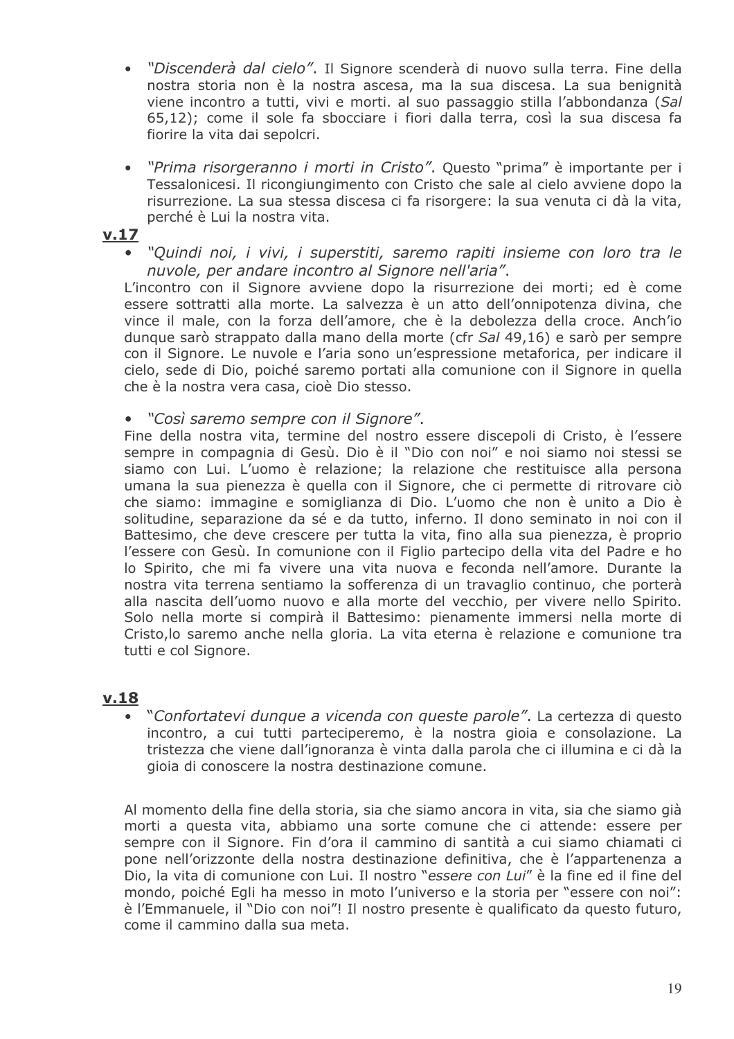- *"Discenderà dal cielo"*. Il Signore scenderà di nuovo sulla terra. Fine della nostra storia non è la nostra ascesa, ma la sua discesa. La sua benignità viene incontro a tutti, vivi e morti. al suo passaggio stilla l'abbondanza (*Sal* 65,12); come il sole fa sbocciare i fiori dalla terra, così la sua discesa fa fiorire la vita dai sepolcri.

- *"Prima risorgeranno i morti in Cristo"*. Questo "prima" è importante per i Tessalonicesi. Il ricongiungimento con Cristo che sale al cielo avviene dopo la risurrezione. La sua stessa discesa ci fa risorgere: la sua venuta ci dà la vita, perché è Lui la nostra vita.

**v.17**

- *"Quindi noi, i vivi, i superstiti, saremo rapiti insieme con loro tra le nuvole, per andare incontro al Signore nell'aria"*.

L'incontro con il Signore avviene dopo la risurrezione dei morti; ed è come essere sottratti alla morte. La salvezza è un atto dell'onnipotenza divina, che vince il male, con la forza dell'amore, che è la debolezza della croce. Anch'io dunque sarò strappato dalla mano della morte (cfr *Sal* 49,16) e sarò per sempre con il Signore. Le nuvole e l'aria sono un'espressione metaforica, per indicare il cielo, sede di Dio, poiché saremo portati alla comunione con il Signore in quella che è la nostra vera casa, cioè Dio stesso.

- *"Così saremo sempre con il Signore"*.

Fine della nostra vita, termine del nostro essere discepoli di Cristo, è l'essere sempre in compagnia di Gesù. Dio è il "Dio con noi" e noi siamo noi stessi se siamo con Lui. L'uomo è relazione; la relazione che restituisce alla persona umana la sua pienezza è quella con il Signore, che ci permette di ritrovare ciò che siamo: immagine e somiglianza di Dio. L'uomo che non è unito a Dio è solitudine, separazione da sé e da tutto, inferno. Il dono seminato in noi con il Battesimo, che deve crescere per tutta la vita, fino alla sua pienezza, è proprio l'essere con Gesù. In comunione con il Figlio partecipo della vita del Padre e ho lo Spirito, che mi fa vivere una vita nuova e feconda nell'amore. Durante la nostra vita terrena sentiamo la sofferenza di un travaglio continuo, che porterà alla nascita dell'uomo nuovo e alla morte del vecchio, per vivere nello Spirito. Solo nella morte si compirà il Battesimo: pienamente immersi nella morte di Cristo,lo saremo anche nella gloria. La vita eterna è relazione e comunione tra tutti e col Signore.

**v.18**

- "*Confortatevi dunque a vicenda con queste parole"*. La certezza di questo incontro, a cui tutti parteciperemo, è la nostra gioia e consolazione. La tristezza che viene dall'ignoranza è vinta dalla parola che ci illumina e ci dà la gioia di conoscere la nostra destinazione comune.

Al momento della fine della storia, sia che siamo ancora in vita, sia che siamo già morti a questa vita, abbiamo una sorte comune che ci attende: essere per sempre con il Signore. Fin d'ora il cammino di santità a cui siamo chiamati ci pone nell'orizzonte della nostra destinazione definitiva, che è l'appartenenza a Dio, la vita di comunione con Lui. Il nostro "*essere con Lui*" è la fine ed il fine del mondo, poiché Egli ha messo in moto l'universo e la storia per "essere con noi": è l'Emmanuele, il "Dio con noi"! Il nostro presente è qualificato da questo futuro, come il cammino dalla sua meta.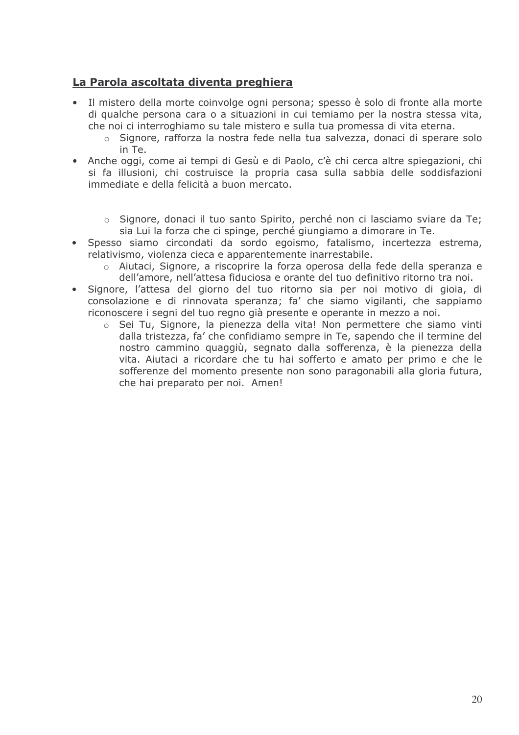## La Parola ascoltata diventa preghiera

- Il mistero della morte coinvolge ogni persona; spesso è solo di fronte alla morte di qualche persona cara o a situazioni in cui temiamo per la nostra stessa vita, che noi ci interroghiamo su tale mistero e sulla tua promessa di vita eterna.
    - Signore, rafforza la nostra fede nella tua salvezza, donaci di sperare solo in Te.
- Anche oggi, come ai tempi di Gesù e di Paolo, c'è chi cerca altre spiegazioni, chi si fa illusioni, chi costruisce la propria casa sulla sabbia delle soddisfazioni immediate e della felicità a buon mercato.

    - Signore, donaci il tuo santo Spirito, perché non ci lasciamo sviare da Te; sia Lui la forza che ci spinge, perché giungiamo a dimorare in Te.
- Spesso siamo circondati da sordo egoismo, fatalismo, incertezza estrema, relativismo, violenza cieca e apparentemente inarrestabile.
    - Aiutaci, Signore, a riscoprire la forza operosa della fede della speranza e dell'amore, nell'attesa fiduciosa e orante del tuo definitivo ritorno tra noi.
- Signore, l'attesa del giorno del tuo ritorno sia per noi motivo di gioia, di consolazione e di rinnovata speranza; fa' che siamo vigilanti, che sappiamo riconoscere i segni del tuo regno già presente e operante in mezzo a noi.
    - Sei Tu, Signore, la pienezza della vita! Non permettere che siamo vinti dalla tristezza, fa' che confidiamo sempre in Te, sapendo che il termine del nostro cammino quaggiù, segnato dalla sofferenza, è la pienezza della vita. Aiutaci a ricordare che tu hai sofferto e amato per primo e che le sofferenze del momento presente non sono paragonabili alla gloria futura, che hai preparato per noi. Amen!